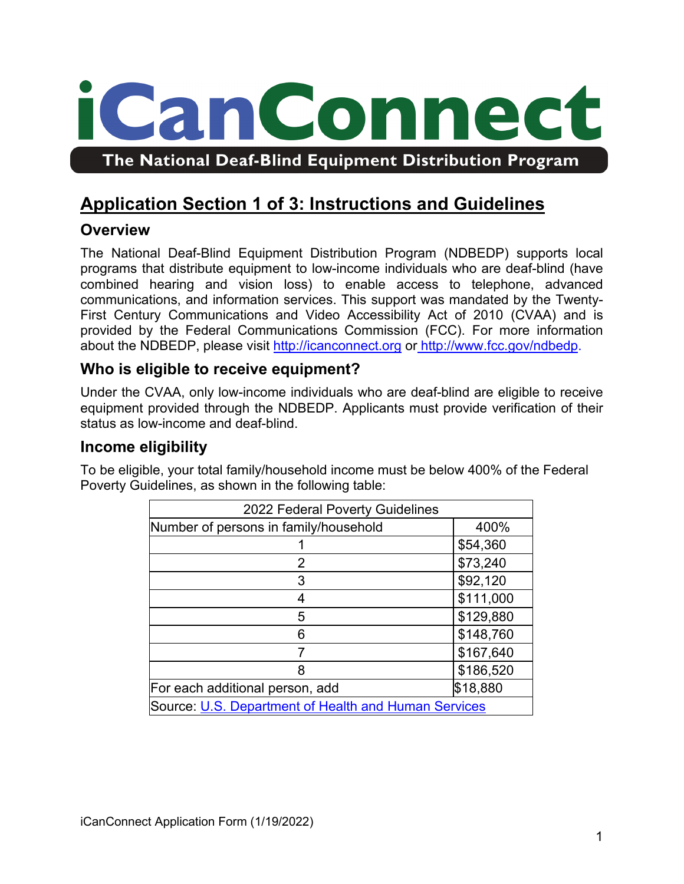# iCanConnect

**The National Deaf-Blind Equipment Distribution Program**

## Application Section 1 of 3: Instructions and Guidelines

### Overview

The National Deaf-Blind Equipment Distribution Program (NDBEDP) supports local programs that distribute equipment to low-income individuals who are deaf-blind (have combined hearing and vision loss) to enable access to telephone, advanced communications, and information services. This support was mandated by the Twenty-First Century Communications and Video Accessibility Act of 2010 (CVAA) and is provided by the Federal Communications Commission (FCC). For more information about the NDBEDP, please visit http://icanconnect.org or http://www.fcc.gov/ndbedp.

### Who is eligible to receive equipment?

Under the CVAA, only low-income individuals who are deaf-blind are eligible to receive equipment provided through the NDBEDP. Applicants must provide verification of their status as low-income and deaf-blind.

### Income eligibility

To be eligible, your total family/household income must be below 400% of the Federal Poverty Guidelines, as shown in the following table:

| 2022 Federal Poverty Guidelines | |
|---|---|
| Number of persons in family/household | 400% |
| 1 | $54,360 |
| 2 | $73,240 |
| 3 | $92,120 |
| 4 | $111,000 |
| 5 | $129,880 |
| 6 | $148,760 |
| 7 | $167,640 |
| 8 | $186,520 |
| For each additional person, add | $18,880 |
| Source: U.S. Department of Health and Human Services | |

iCanConnect Application Form (1/19/2022)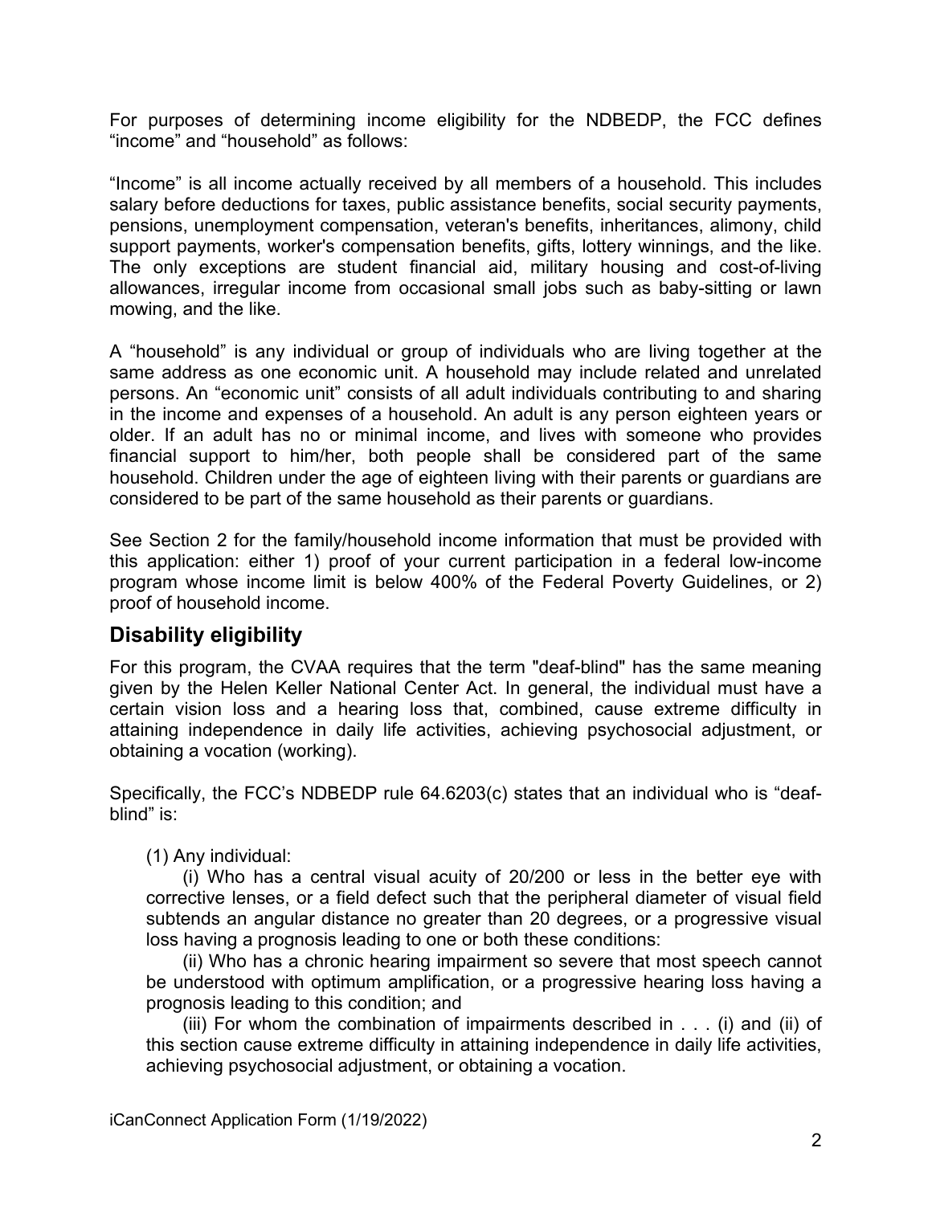For purposes of determining income eligibility for the NDBEDP, the FCC defines "income" and "household" as follows:

"Income" is all income actually received by all members of a household. This includes salary before deductions for taxes, public assistance benefits, social security payments, pensions, unemployment compensation, veteran's benefits, inheritances, alimony, child support payments, worker's compensation benefits, gifts, lottery winnings, and the like. The only exceptions are student financial aid, military housing and cost-of-living allowances, irregular income from occasional small jobs such as baby-sitting or lawn mowing, and the like.

A "household" is any individual or group of individuals who are living together at the same address as one economic unit. A household may include related and unrelated persons. An "economic unit" consists of all adult individuals contributing to and sharing in the income and expenses of a household. An adult is any person eighteen years or older. If an adult has no or minimal income, and lives with someone who provides financial support to him/her, both people shall be considered part of the same household. Children under the age of eighteen living with their parents or guardians are considered to be part of the same household as their parents or guardians.

See Section 2 for the family/household income information that must be provided with this application: either 1) proof of your current participation in a federal low-income program whose income limit is below 400% of the Federal Poverty Guidelines, or 2) proof of household income.

## Disability eligibility

For this program, the CVAA requires that the term "deaf-blind" has the same meaning given by the Helen Keller National Center Act. In general, the individual must have a certain vision loss and a hearing loss that, combined, cause extreme difficulty in attaining independence in daily life activities, achieving psychosocial adjustment, or obtaining a vocation (working).

Specifically, the FCC's NDBEDP rule 64.6203(c) states that an individual who is "deaf-blind" is:

(1) Any individual:

(i) Who has a central visual acuity of 20/200 or less in the better eye with corrective lenses, or a field defect such that the peripheral diameter of visual field subtends an angular distance no greater than 20 degrees, or a progressive visual loss having a prognosis leading to one or both these conditions:

(ii) Who has a chronic hearing impairment so severe that most speech cannot be understood with optimum amplification, or a progressive hearing loss having a prognosis leading to this condition; and

(iii) For whom the combination of impairments described in . . . (i) and (ii) of this section cause extreme difficulty in attaining independence in daily life activities, achieving psychosocial adjustment, or obtaining a vocation.

iCanConnect Application Form (1/19/2022)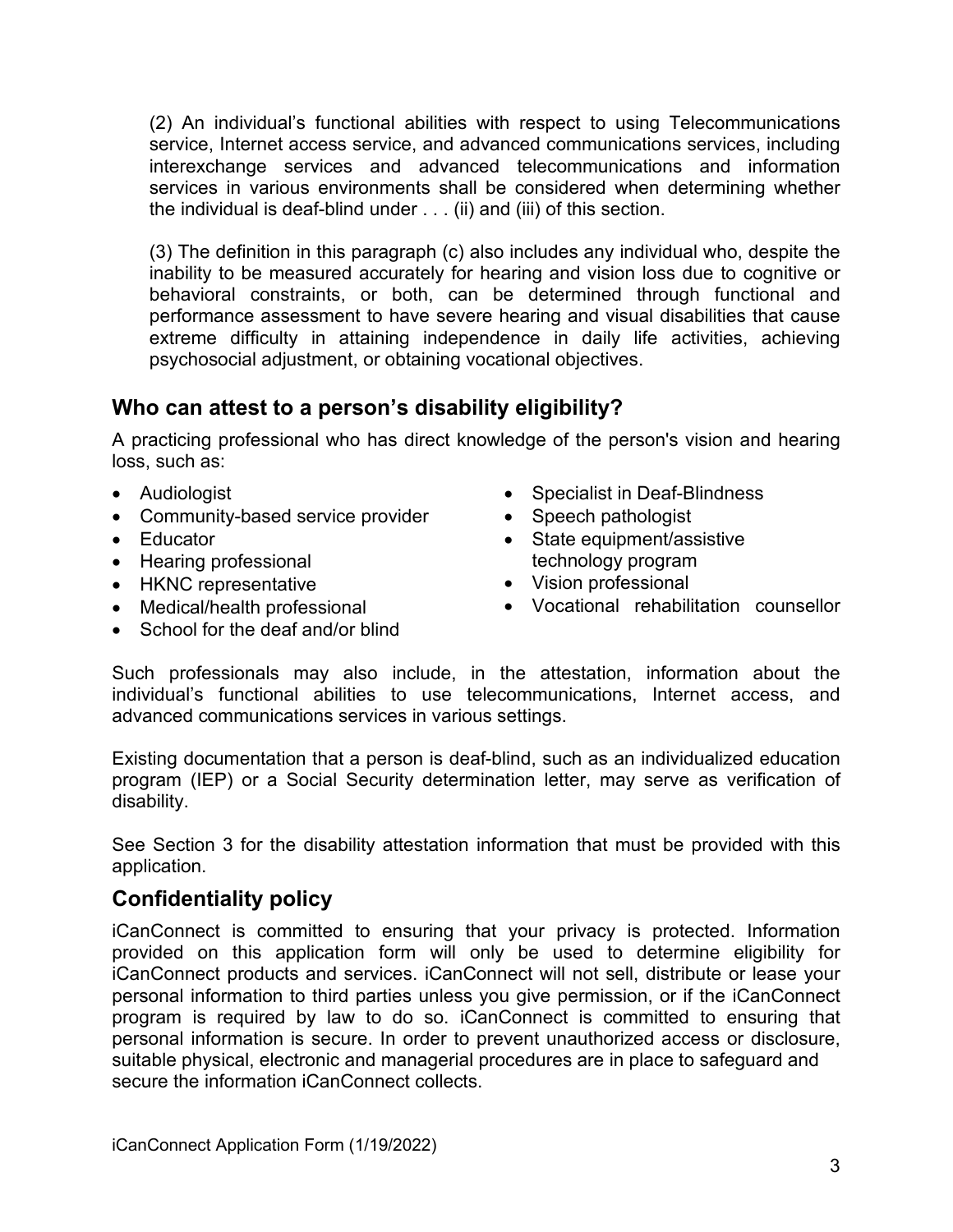(2) An individual's functional abilities with respect to using Telecommunications service, Internet access service, and advanced communications services, including interexchange services and advanced telecommunications and information services in various environments shall be considered when determining whether the individual is deaf-blind under . . . (ii) and (iii) of this section.

(3) The definition in this paragraph (c) also includes any individual who, despite the inability to be measured accurately for hearing and vision loss due to cognitive or behavioral constraints, or both, can be determined through functional and performance assessment to have severe hearing and visual disabilities that cause extreme difficulty in attaining independence in daily life activities, achieving psychosocial adjustment, or obtaining vocational objectives.

## Who can attest to a person's disability eligibility?

A practicing professional who has direct knowledge of the person's vision and hearing loss, such as:

- Audiologist
- Community-based service provider
- Educator
- Hearing professional
- HKNC representative
- Medical/health professional
- School for the deaf and/or blind
- Specialist in Deaf-Blindness
- Speech pathologist
- State equipment/assistive technology program
- Vision professional
- Vocational rehabilitation counsellor

Such professionals may also include, in the attestation, information about the individual's functional abilities to use telecommunications, Internet access, and advanced communications services in various settings.

Existing documentation that a person is deaf-blind, such as an individualized education program (IEP) or a Social Security determination letter, may serve as verification of disability.

See Section 3 for the disability attestation information that must be provided with this application.

## Confidentiality policy

iCanConnect is committed to ensuring that your privacy is protected. Information provided on this application form will only be used to determine eligibility for iCanConnect products and services. iCanConnect will not sell, distribute or lease your personal information to third parties unless you give permission, or if the iCanConnect program is required by law to do so. iCanConnect is committed to ensuring that personal information is secure. In order to prevent unauthorized access or disclosure, suitable physical, electronic and managerial procedures are in place to safeguard and secure the information iCanConnect collects.

iCanConnect Application Form (1/19/2022)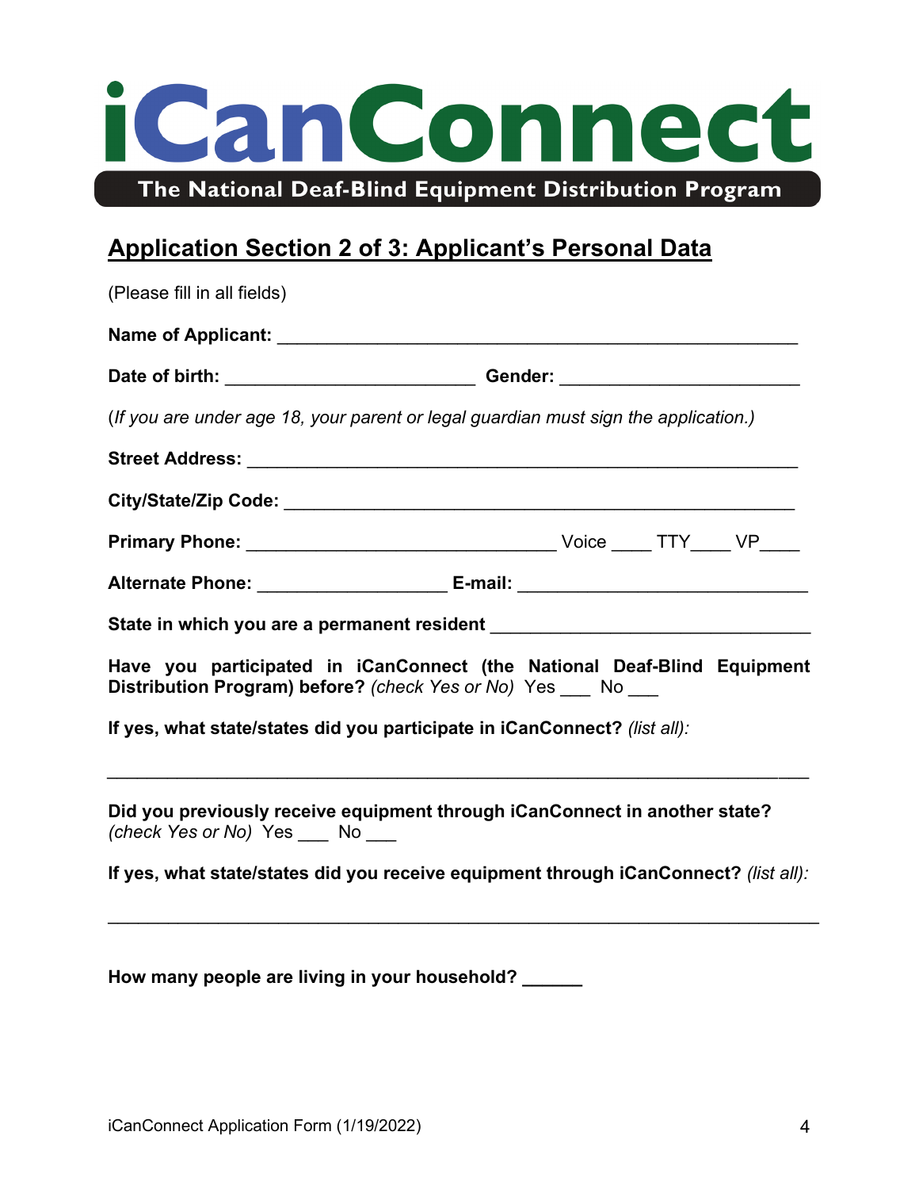# iCanConnect

**The National Deaf-Blind Equipment Distribution Program**

## Application Section 2 of 3: Applicant's Personal Data

(Please fill in all fields)

**Name of Applicant:** ____________________________________________________

**Date of birth:** ________________________ **Gender:** _______________________

(*If you are under age 18, your parent or legal guardian must sign the application.)*

**Street Address:** ______________________________________________________

**City/State/Zip Code:** __________________________________________________

**Primary Phone:** ______________________________ Voice ____ TTY____ VP____

**Alternate Phone:** __________________ **E-mail:** ____________________________

**State in which you are a permanent resident** _______________________________

**Have you participated in iCanConnect (the National Deaf-Blind Equipment Distribution Program) before?** *(check Yes or No)* Yes ___ No ___

**If yes, what state/states did you participate in iCanConnect?** *(list all):*

_____________________________________________________________________

**Did you previously receive equipment through iCanConnect in another state?** *(check Yes or No)* Yes ___ No ___

**If yes, what state/states did you receive equipment through iCanConnect?** *(list all):*

_____________________________________________________________________

**How many people are living in your household? ______**

iCanConnect Application Form (1/19/2022)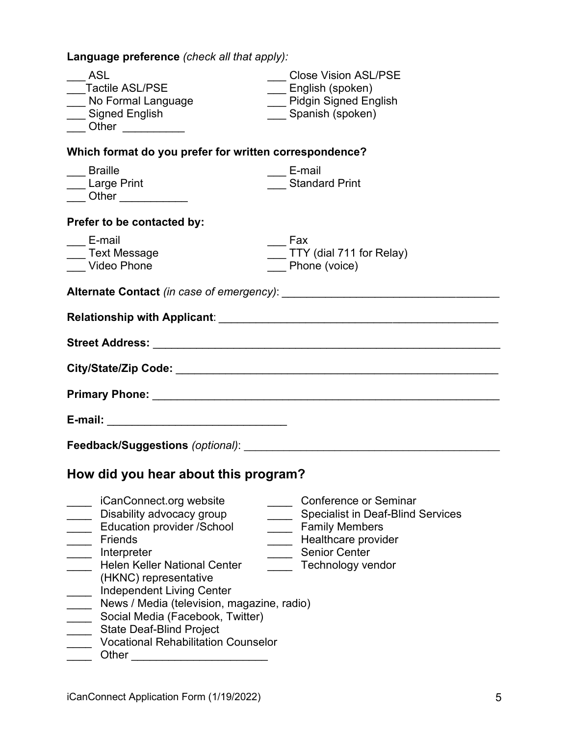**Language preference** *(check all that apply):*

___ ASL
___ Tactile ASL/PSE
___ No Formal Language
___ Signed English
___ Other __________
___ Close Vision ASL/PSE
___ English (spoken)
___ Pidgin Signed English
___ Spanish (spoken)

**Which format do you prefer for written correspondence?**

___ Braille
___ Large Print
___ Other ___________
___ E-mail
___ Standard Print

**Prefer to be contacted by:**

___ E-mail
___ Text Message
___ Video Phone
___ Fax
___ TTY (dial 711 for Relay)
___ Phone (voice)

**Alternate Contact** *(in case of emergency)*: ___________________________________

**Relationship with Applicant**: _____________________________________________

**Street Address:** _________________________________________________________

**City/State/Zip Code:** _____________________________________________________

**Primary Phone:** _________________________________________________________

**E-mail:** _____________________________

**Feedback/Suggestions** *(optional)*: _________________________________________

## How did you hear about this program?

____ iCanConnect.org website
____ Disability advocacy group
____ Education provider /School
____ Friends
____ Interpreter
____ Helen Keller National Center (HKNC) representative
____ Independent Living Center
____ News / Media (television, magazine, radio)
____ Social Media (Facebook, Twitter)
____ State Deaf-Blind Project
____ Vocational Rehabilitation Counselor
____ Other ______________________
____ Conference or Seminar
____ Specialist in Deaf-Blind Services
____ Family Members
____ Healthcare provider
____ Senior Center
____ Technology vendor

iCanConnect Application Form (1/19/2022)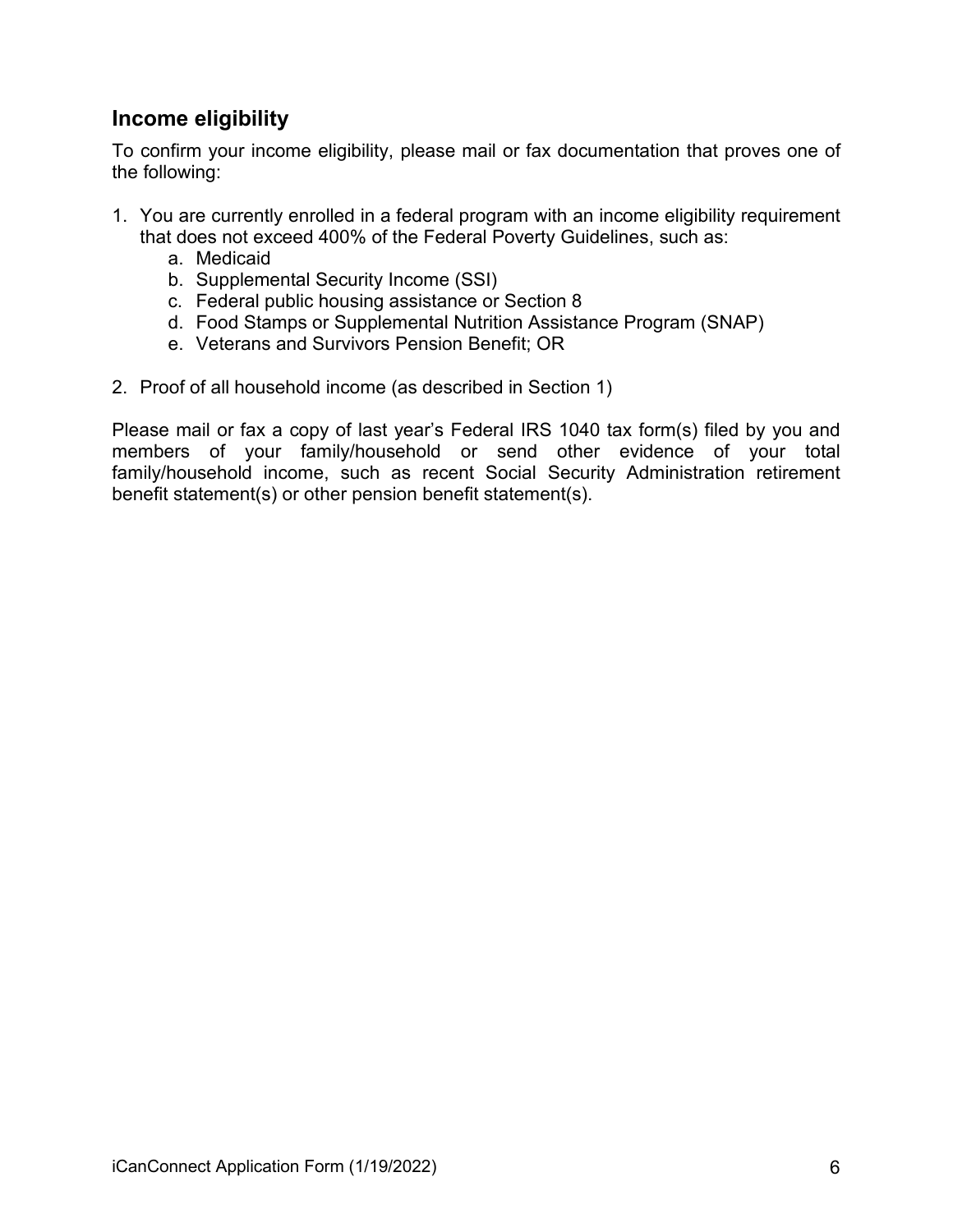## Income eligibility

To confirm your income eligibility, please mail or fax documentation that proves one of the following:

1. You are currently enrolled in a federal program with an income eligibility requirement that does not exceed 400% of the Federal Poverty Guidelines, such as:
    a. Medicaid
    b. Supplemental Security Income (SSI)
    c. Federal public housing assistance or Section 8
    d. Food Stamps or Supplemental Nutrition Assistance Program (SNAP)
    e. Veterans and Survivors Pension Benefit; OR
2. Proof of all household income (as described in Section 1)

Please mail or fax a copy of last year's Federal IRS 1040 tax form(s) filed by you and members of your family/household or send other evidence of your total family/household income, such as recent Social Security Administration retirement benefit statement(s) or other pension benefit statement(s).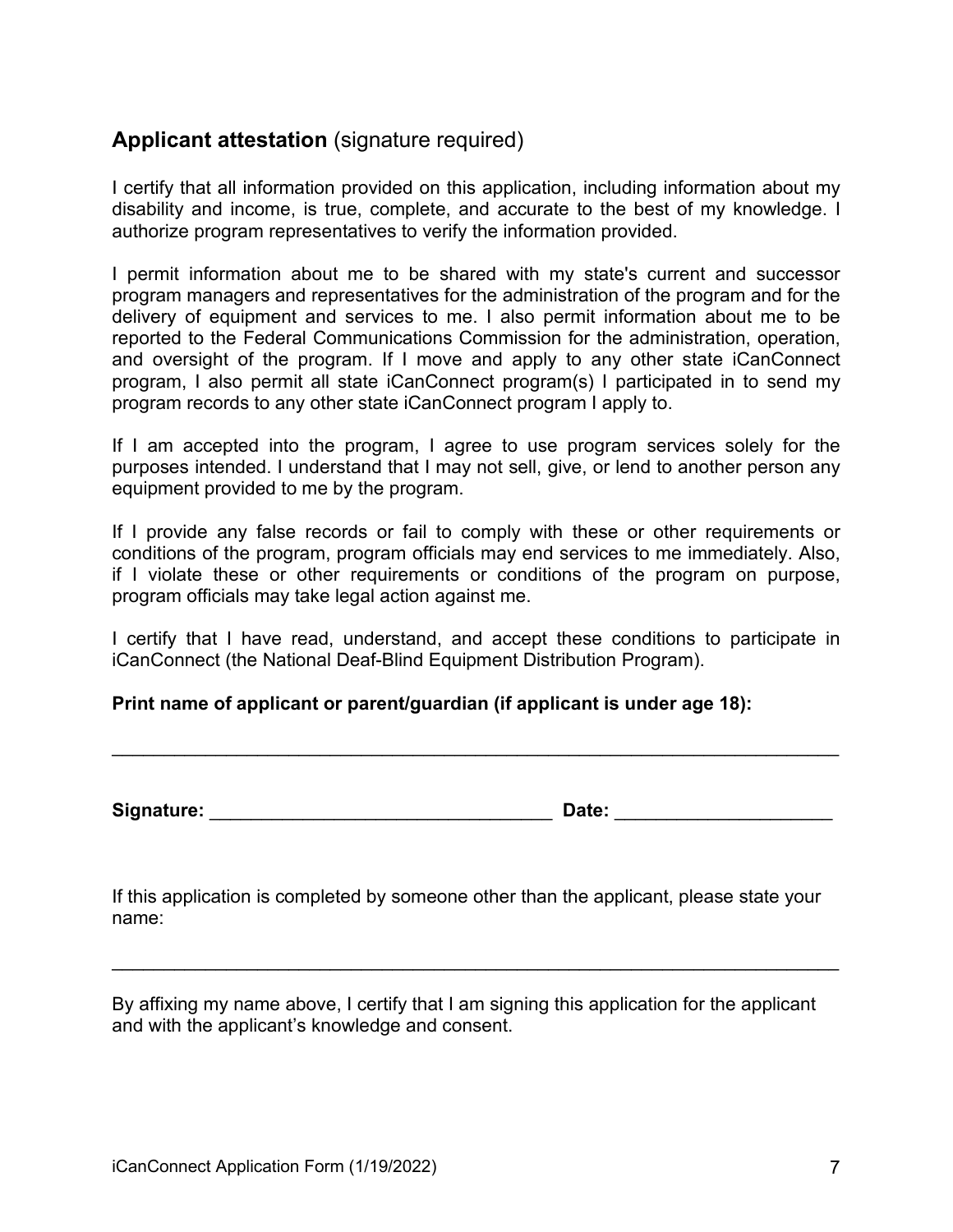## **Applicant attestation** (signature required)

I certify that all information provided on this application, including information about my disability and income, is true, complete, and accurate to the best of my knowledge. I authorize program representatives to verify the information provided.

I permit information about me to be shared with my state's current and successor program managers and representatives for the administration of the program and for the delivery of equipment and services to me. I also permit information about me to be reported to the Federal Communications Commission for the administration, operation, and oversight of the program. If I move and apply to any other state iCanConnect program, I also permit all state iCanConnect program(s) I participated in to send my program records to any other state iCanConnect program I apply to.

If I am accepted into the program, I agree to use program services solely for the purposes intended. I understand that I may not sell, give, or lend to another person any equipment provided to me by the program.

If I provide any false records or fail to comply with these or other requirements or conditions of the program, program officials may end services to me immediately. Also, if I violate these or other requirements or conditions of the program on purpose, program officials may take legal action against me.

I certify that I have read, understand, and accept these conditions to participate in iCanConnect (the National Deaf-Blind Equipment Distribution Program).

**Print name of applicant or parent/guardian (if applicant is under age 18):**

\_\_\_\_\_\_\_\_\_\_\_\_\_\_\_\_\_\_\_\_\_\_\_\_\_\_\_\_\_\_\_\_\_\_\_\_\_\_\_\_\_\_\_\_\_\_\_\_\_\_\_\_\_\_\_\_\_\_\_\_\_\_\_\_\_\_\_\_\_\_

**Signature:** \_\_\_\_\_\_\_\_\_\_\_\_\_\_\_\_\_\_\_\_\_\_\_\_\_\_\_\_\_\_\_\_\_\_ **Date:** \_\_\_\_\_\_\_\_\_\_\_\_\_\_\_\_\_\_\_\_\_

If this application is completed by someone other than the applicant, please state your name:

\_\_\_\_\_\_\_\_\_\_\_\_\_\_\_\_\_\_\_\_\_\_\_\_\_\_\_\_\_\_\_\_\_\_\_\_\_\_\_\_\_\_\_\_\_\_\_\_\_\_\_\_\_\_\_\_\_\_\_\_\_\_\_\_\_\_\_\_\_\_

By affixing my name above, I certify that I am signing this application for the applicant and with the applicant's knowledge and consent.

iCanConnect Application Form (1/19/2022)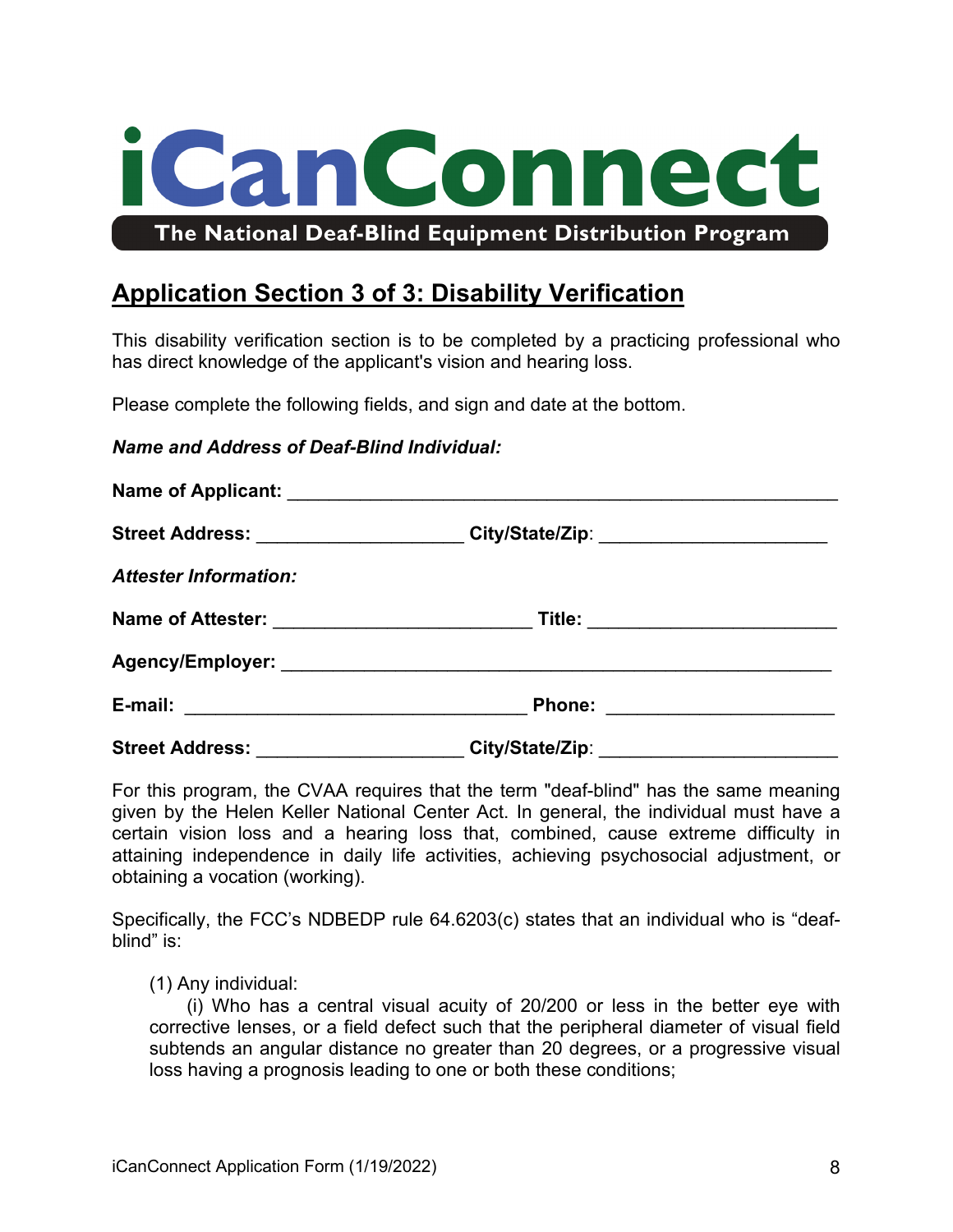# iCanConnect

**The National Deaf-Blind Equipment Distribution Program**

## Application Section 3 of 3: Disability Verification

This disability verification section is to be completed by a practicing professional who has direct knowledge of the applicant's vision and hearing loss.

Please complete the following fields, and sign and date at the bottom.

***Name and Address of Deaf-Blind Individual:***

**Name of Applicant:** ________________________________________________

**Street Address:** ____________________ **City/State/Zip**: ______________________

***Attester Information:***

**Name of Attester:** ________________________ **Title:** ________________________

**Agency/Employer:** ____________________________________________________

**E-mail:** ________________________________ **Phone:** ______________________

**Street Address:** ____________________ **City/State/Zip**: ______________________

For this program, the CVAA requires that the term "deaf-blind" has the same meaning given by the Helen Keller National Center Act. In general, the individual must have a certain vision loss and a hearing loss that, combined, cause extreme difficulty in attaining independence in daily life activities, achieving psychosocial adjustment, or obtaining a vocation (working).

Specifically, the FCC's NDBEDP rule 64.6203(c) states that an individual who is "deaf-blind" is:

(1) Any individual:

(i) Who has a central visual acuity of 20/200 or less in the better eye with corrective lenses, or a field defect such that the peripheral diameter of visual field subtends an angular distance no greater than 20 degrees, or a progressive visual loss having a prognosis leading to one or both these conditions;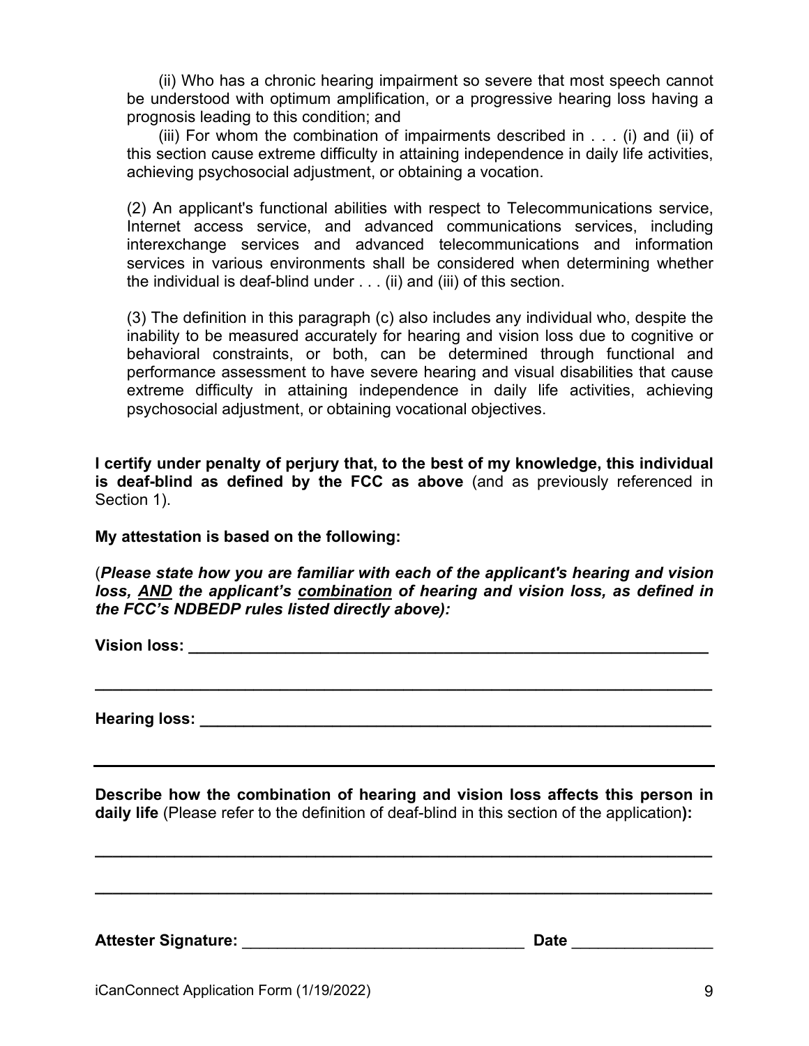(ii) Who has a chronic hearing impairment so severe that most speech cannot be understood with optimum amplification, or a progressive hearing loss having a prognosis leading to this condition; and

(iii) For whom the combination of impairments described in . . . (i) and (ii) of this section cause extreme difficulty in attaining independence in daily life activities, achieving psychosocial adjustment, or obtaining a vocation.

(2) An applicant's functional abilities with respect to Telecommunications service, Internet access service, and advanced communications services, including interexchange services and advanced telecommunications and information services in various environments shall be considered when determining whether the individual is deaf-blind under . . . (ii) and (iii) of this section.

(3) The definition in this paragraph (c) also includes any individual who, despite the inability to be measured accurately for hearing and vision loss due to cognitive or behavioral constraints, or both, can be determined through functional and performance assessment to have severe hearing and visual disabilities that cause extreme difficulty in attaining independence in daily life activities, achieving psychosocial adjustment, or obtaining vocational objectives.

**I certify under penalty of perjury that, to the best of my knowledge, this individual is deaf-blind as defined by the FCC as above** (and as previously referenced in Section 1).

**My attestation is based on the following:**

(***Please state how you are familiar with each of the applicant's hearing and vision loss, AND the applicant's combination of hearing and vision loss, as defined in the FCC's NDBEDP rules listed directly above):***

**Vision loss:** ____________________________________________________________

______________________________________________________________________

**Hearing loss:** ___________________________________________________________

______________________________________________________________________

**Describe how the combination of hearing and vision loss affects this person in daily life** (Please refer to the definition of deaf-blind in this section of the application)**:**

______________________________________________________________________

______________________________________________________________________

**Attester Signature:** ________________________________ **Date** ________________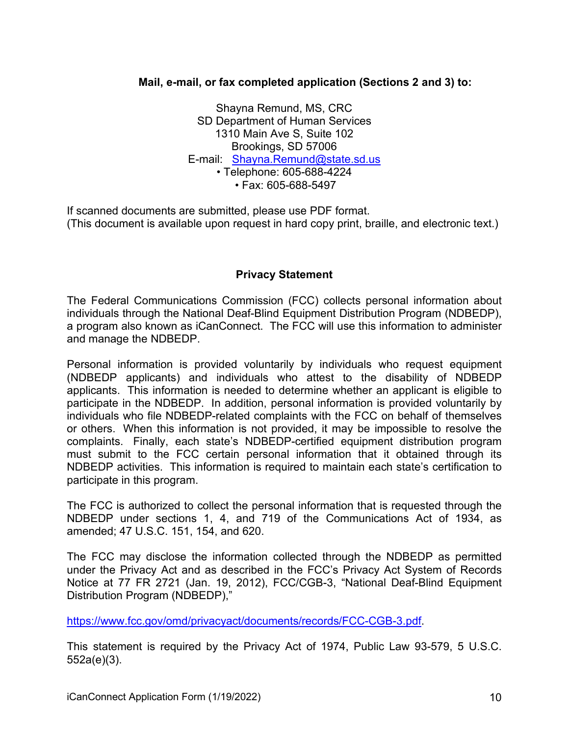**Mail, e-mail, or fax completed application (Sections 2 and 3) to:**

Shayna Remund, MS, CRC
SD Department of Human Services
1310 Main Ave S, Suite 102
Brookings, SD 57006
E-mail: Shayna.Remund@state.sd.us
• Telephone: 605-688-4224
• Fax: 605-688-5497

If scanned documents are submitted, please use PDF format.
(This document is available upon request in hard copy print, braille, and electronic text.)

## Privacy Statement

The Federal Communications Commission (FCC) collects personal information about individuals through the National Deaf-Blind Equipment Distribution Program (NDBEDP), a program also known as iCanConnect. The FCC will use this information to administer and manage the NDBEDP.

Personal information is provided voluntarily by individuals who request equipment (NDBEDP applicants) and individuals who attest to the disability of NDBEDP applicants. This information is needed to determine whether an applicant is eligible to participate in the NDBEDP. In addition, personal information is provided voluntarily by individuals who file NDBEDP-related complaints with the FCC on behalf of themselves or others. When this information is not provided, it may be impossible to resolve the complaints. Finally, each state's NDBEDP-certified equipment distribution program must submit to the FCC certain personal information that it obtained through its NDBEDP activities. This information is required to maintain each state's certification to participate in this program.

The FCC is authorized to collect the personal information that is requested through the NDBEDP under sections 1, 4, and 719 of the Communications Act of 1934, as amended; 47 U.S.C. 151, 154, and 620.

The FCC may disclose the information collected through the NDBEDP as permitted under the Privacy Act and as described in the FCC's Privacy Act System of Records Notice at 77 FR 2721 (Jan. 19, 2012), FCC/CGB-3, "National Deaf-Blind Equipment Distribution Program (NDBEDP),"

https://www.fcc.gov/omd/privacyact/documents/records/FCC-CGB-3.pdf.

This statement is required by the Privacy Act of 1974, Public Law 93-579, 5 U.S.C. 552a(e)(3).